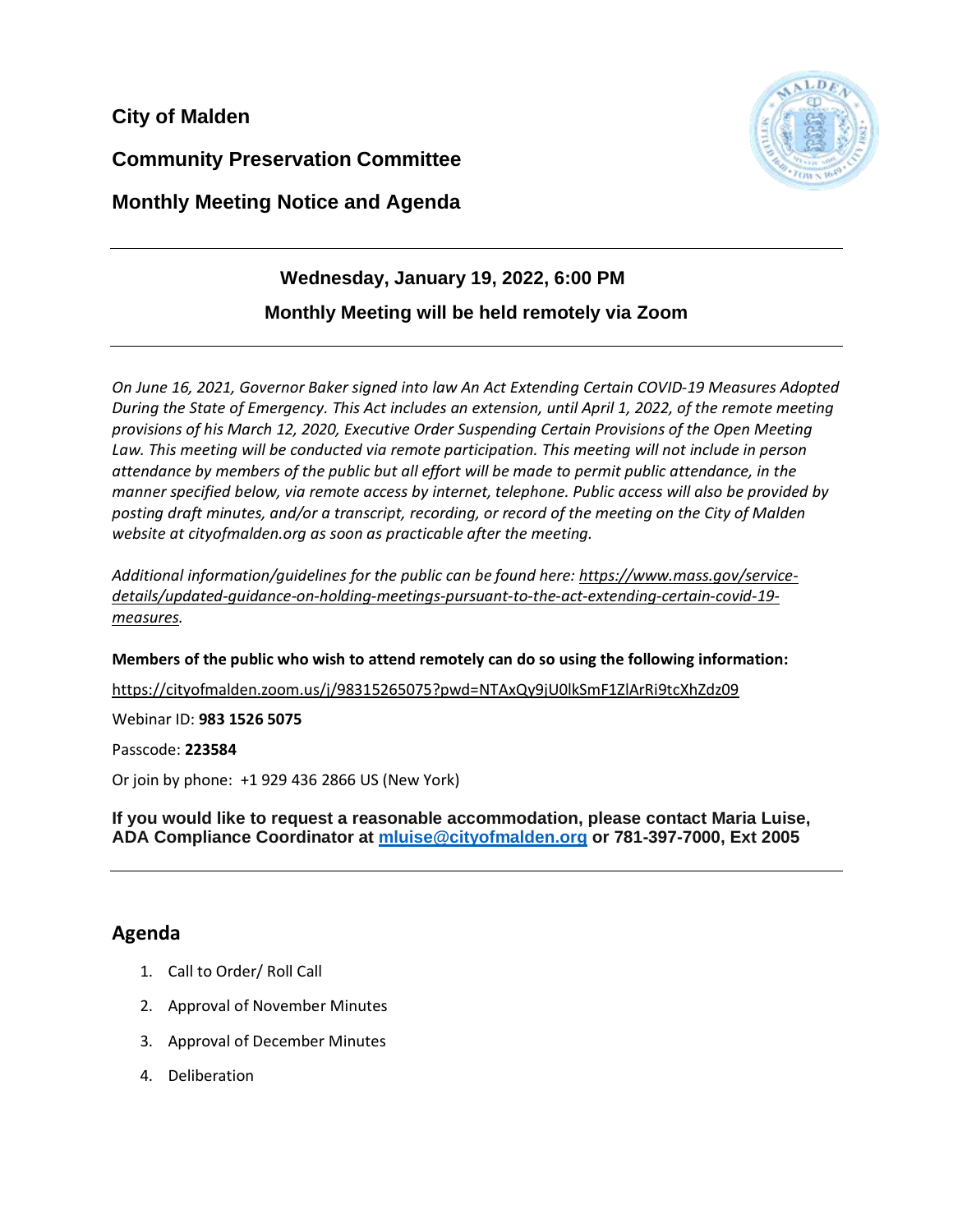# City of Malden

## Community Preservation Committee

## Monthly Meeting Notice and Agenda

---

**Wednesday, January 19, 2022, 6:00 PM**

**Monthly Meeting will be held remotely via Zoom**

---

*On June 16, 2021, Governor Baker signed into law An Act Extending Certain COVID-19 Measures Adopted During the State of Emergency. This Act includes an extension, until April 1, 2022, of the remote meeting provisions of his March 12, 2020, Executive Order Suspending Certain Provisions of the Open Meeting Law. This meeting will be conducted via remote participation. This meeting will not include in person attendance by members of the public but all effort will be made to permit public attendance, in the manner specified below, via remote access by internet, telephone. Public access will also be provided by posting draft minutes, and/or a transcript, recording, or record of the meeting on the City of Malden website at cityofmalden.org as soon as practicable after the meeting.*

*Additional information/guidelines for the public can be found here: https://www.mass.gov/service-details/updated-guidance-on-holding-meetings-pursuant-to-the-act-extending-certain-covid-19-measures.*

**Members of the public who wish to attend remotely can do so using the following information:**

https://cityofmalden.zoom.us/j/98315265075?pwd=NTAxQy9jU0lkSmF1ZlArRi9tcXhZdz09

Webinar ID: **983 1526 5075**

Passcode: **223584**

Or join by phone: +1 929 436 2866 US (New York)

**If you would like to request a reasonable accommodation, please contact Maria Luise, ADA Compliance Coordinator at mluise@cityofmalden.org or 781-397-7000, Ext 2005**

---

## Agenda

1. Call to Order/ Roll Call
2. Approval of November Minutes
3. Approval of December Minutes
4. Deliberation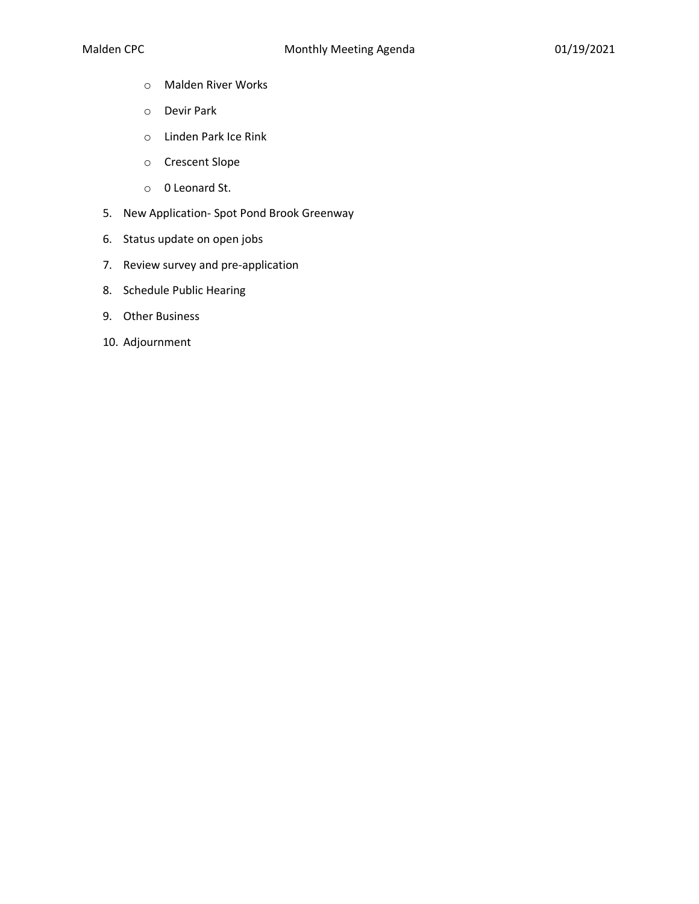- Malden River Works
- Devir Park
- Linden Park Ice Rink
- Crescent Slope
- 0 Leonard St.

5. New Application- Spot Pond Brook Greenway
6. Status update on open jobs
7. Review survey and pre-application
8. Schedule Public Hearing
9. Other Business
10. Adjournment